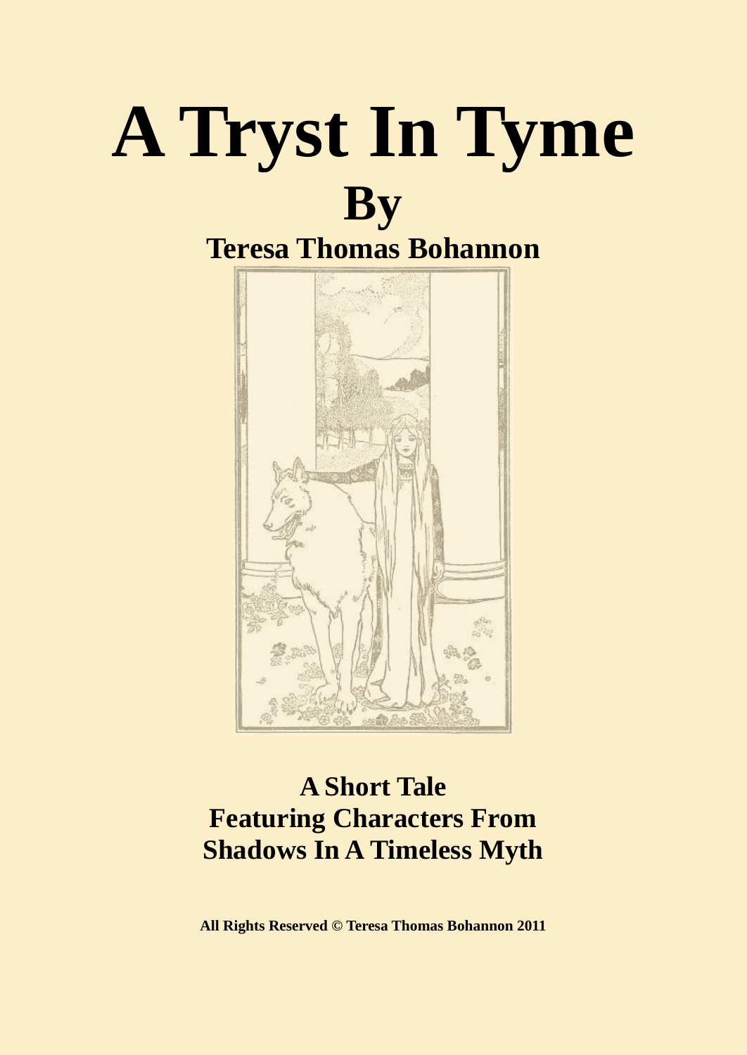# A Tryst In Tyme

## By

## Teresa Thomas Bohannon

**A Short Tale**
**Featuring Characters From**
**Shadows In A Timeless Myth**

**All Rights Reserved © Teresa Thomas Bohannon 2011**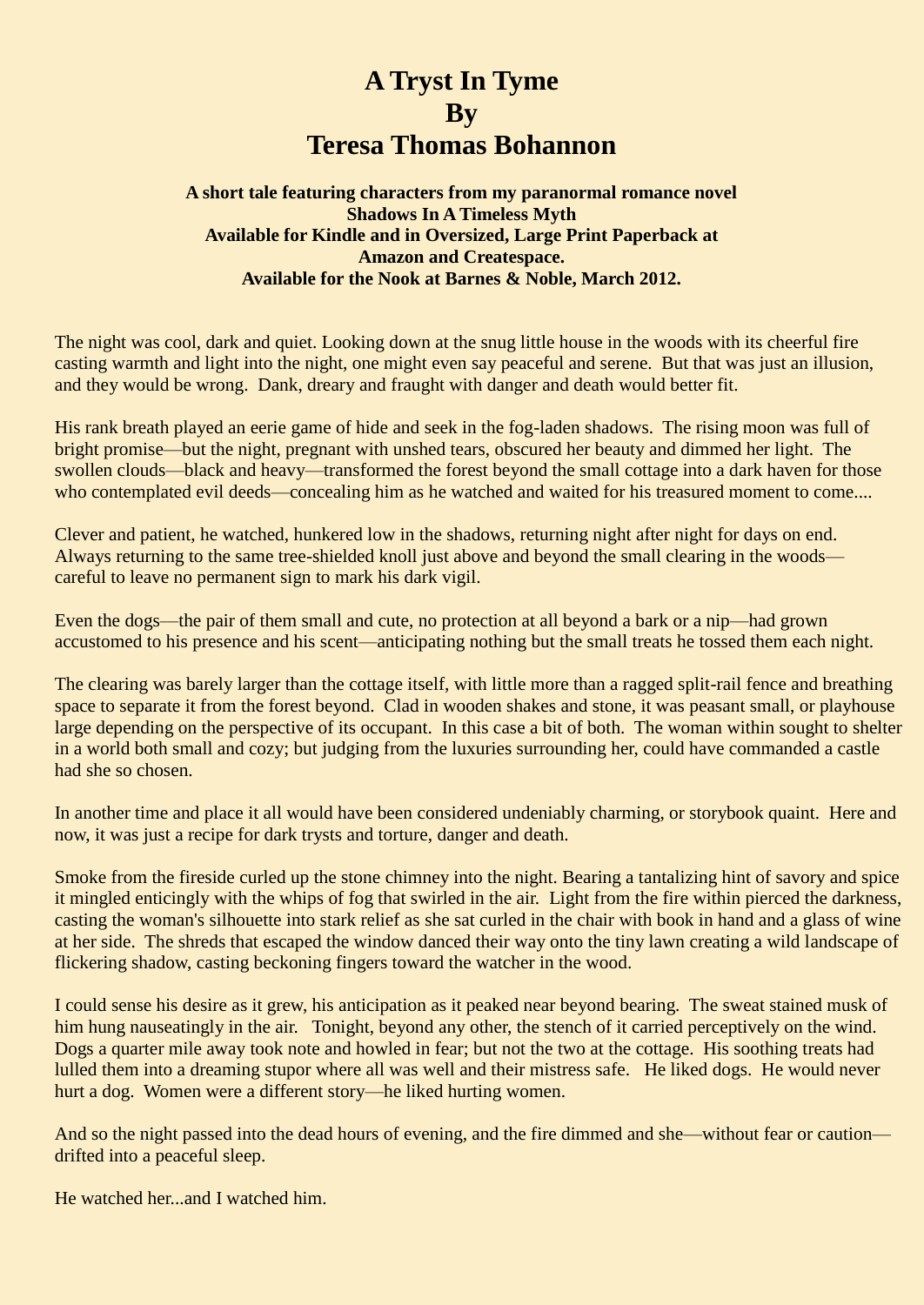# A Tryst In Tyme
# By
# Teresa Thomas Bohannon

**A short tale featuring characters from my paranormal romance novel**
**Shadows In A Timeless Myth**
**Available for Kindle and in Oversized, Large Print Paperback at**
**Amazon and Createspace.**
**Available for the Nook at Barnes & Noble, March 2012.**

The night was cool, dark and quiet. Looking down at the snug little house in the woods with its cheerful fire casting warmth and light into the night, one might even say peaceful and serene. But that was just an illusion, and they would be wrong. Dank, dreary and fraught with danger and death would better fit.

His rank breath played an eerie game of hide and seek in the fog-laden shadows. The rising moon was full of bright promise—but the night, pregnant with unshed tears, obscured her beauty and dimmed her light. The swollen clouds—black and heavy—transformed the forest beyond the small cottage into a dark haven for those who contemplated evil deeds—concealing him as he watched and waited for his treasured moment to come....

Clever and patient, he watched, hunkered low in the shadows, returning night after night for days on end. Always returning to the same tree-shielded knoll just above and beyond the small clearing in the woods—careful to leave no permanent sign to mark his dark vigil.

Even the dogs—the pair of them small and cute, no protection at all beyond a bark or a nip—had grown accustomed to his presence and his scent—anticipating nothing but the small treats he tossed them each night.

The clearing was barely larger than the cottage itself, with little more than a ragged split-rail fence and breathing space to separate it from the forest beyond. Clad in wooden shakes and stone, it was peasant small, or playhouse large depending on the perspective of its occupant. In this case a bit of both. The woman within sought to shelter in a world both small and cozy; but judging from the luxuries surrounding her, could have commanded a castle had she so chosen.

In another time and place it all would have been considered undeniably charming, or storybook quaint. Here and now, it was just a recipe for dark trysts and torture, danger and death.

Smoke from the fireside curled up the stone chimney into the night. Bearing a tantalizing hint of savory and spice it mingled enticingly with the whips of fog that swirled in the air. Light from the fire within pierced the darkness, casting the woman's silhouette into stark relief as she sat curled in the chair with book in hand and a glass of wine at her side. The shreds that escaped the window danced their way onto the tiny lawn creating a wild landscape of flickering shadow, casting beckoning fingers toward the watcher in the wood.

I could sense his desire as it grew, his anticipation as it peaked near beyond bearing. The sweat stained musk of him hung nauseatingly in the air. Tonight, beyond any other, the stench of it carried perceptively on the wind. Dogs a quarter mile away took note and howled in fear; but not the two at the cottage. His soothing treats had lulled them into a dreaming stupor where all was well and their mistress safe. He liked dogs. He would never hurt a dog. Women were a different story—he liked hurting women.

And so the night passed into the dead hours of evening, and the fire dimmed and she—without fear or caution—drifted into a peaceful sleep.

He watched her...and I watched him.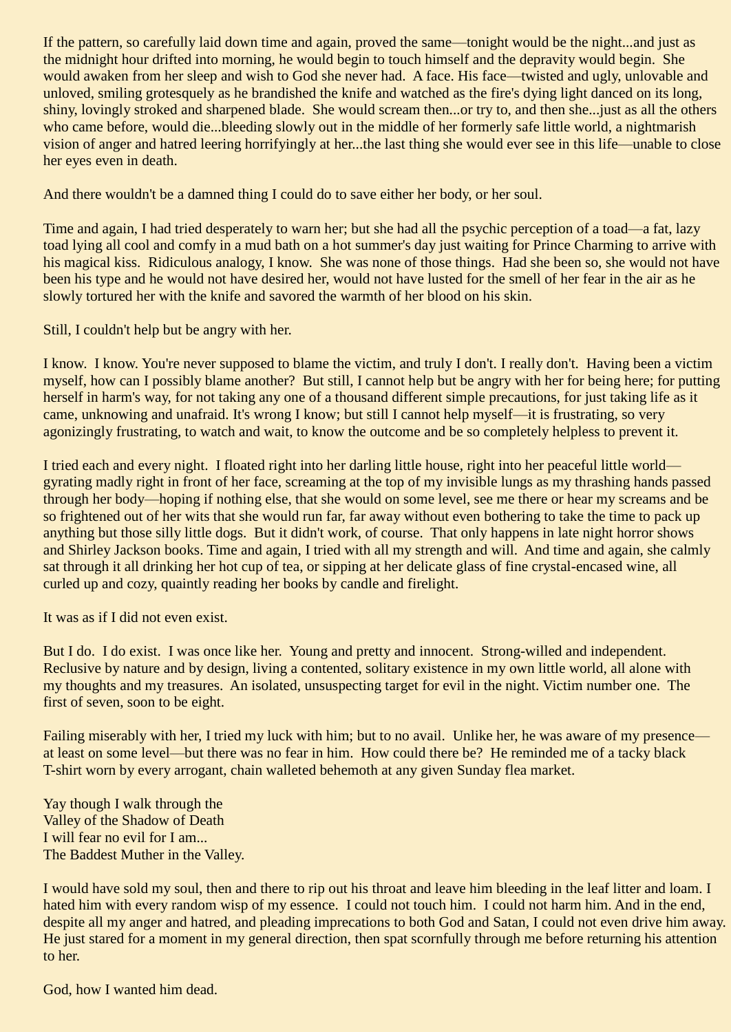If the pattern, so carefully laid down time and again, proved the same—tonight would be the night...and just as the midnight hour drifted into morning, he would begin to touch himself and the depravity would begin. She would awaken from her sleep and wish to God she never had. A face. His face—twisted and ugly, unlovable and unloved, smiling grotesquely as he brandished the knife and watched as the fire's dying light danced on its long, shiny, lovingly stroked and sharpened blade. She would scream then...or try to, and then she...just as all the others who came before, would die...bleeding slowly out in the middle of her formerly safe little world, a nightmarish vision of anger and hatred leering horrifyingly at her...the last thing she would ever see in this life—unable to close her eyes even in death.

And there wouldn't be a damned thing I could do to save either her body, or her soul.

Time and again, I had tried desperately to warn her; but she had all the psychic perception of a toad—a fat, lazy toad lying all cool and comfy in a mud bath on a hot summer's day just waiting for Prince Charming to arrive with his magical kiss. Ridiculous analogy, I know. She was none of those things. Had she been so, she would not have been his type and he would not have desired her, would not have lusted for the smell of her fear in the air as he slowly tortured her with the knife and savored the warmth of her blood on his skin.

Still, I couldn't help but be angry with her.

I know. I know. You're never supposed to blame the victim, and truly I don't. I really don't. Having been a victim myself, how can I possibly blame another? But still, I cannot help but be angry with her for being here; for putting herself in harm's way, for not taking any one of a thousand different simple precautions, for just taking life as it came, unknowing and unafraid. It's wrong I know; but still I cannot help myself—it is frustrating, so very agonizingly frustrating, to watch and wait, to know the outcome and be so completely helpless to prevent it.

I tried each and every night. I floated right into her darling little house, right into her peaceful little world—gyrating madly right in front of her face, screaming at the top of my invisible lungs as my thrashing hands passed through her body—hoping if nothing else, that she would on some level, see me there or hear my screams and be so frightened out of her wits that she would run far, far away without even bothering to take the time to pack up anything but those silly little dogs. But it didn't work, of course. That only happens in late night horror shows and Shirley Jackson books. Time and again, I tried with all my strength and will. And time and again, she calmly sat through it all drinking her hot cup of tea, or sipping at her delicate glass of fine crystal-encased wine, all curled up and cozy, quaintly reading her books by candle and firelight.

It was as if I did not even exist.

But I do. I do exist. I was once like her. Young and pretty and innocent. Strong-willed and independent. Reclusive by nature and by design, living a contented, solitary existence in my own little world, all alone with my thoughts and my treasures. An isolated, unsuspecting target for evil in the night. Victim number one. The first of seven, soon to be eight.

Failing miserably with her, I tried my luck with him; but to no avail. Unlike her, he was aware of my presence—at least on some level—but there was no fear in him. How could there be? He reminded me of a tacky black T-shirt worn by every arrogant, chain walleted behemoth at any given Sunday flea market.

Yay though I walk through the  
Valley of the Shadow of Death  
I will fear no evil for I am...  
The Baddest Muther in the Valley.

I would have sold my soul, then and there to rip out his throat and leave him bleeding in the leaf litter and loam. I hated him with every random wisp of my essence. I could not touch him. I could not harm him. And in the end, despite all my anger and hatred, and pleading imprecations to both God and Satan, I could not even drive him away. He just stared for a moment in my general direction, then spat scornfully through me before returning his attention to her.

God, how I wanted him dead.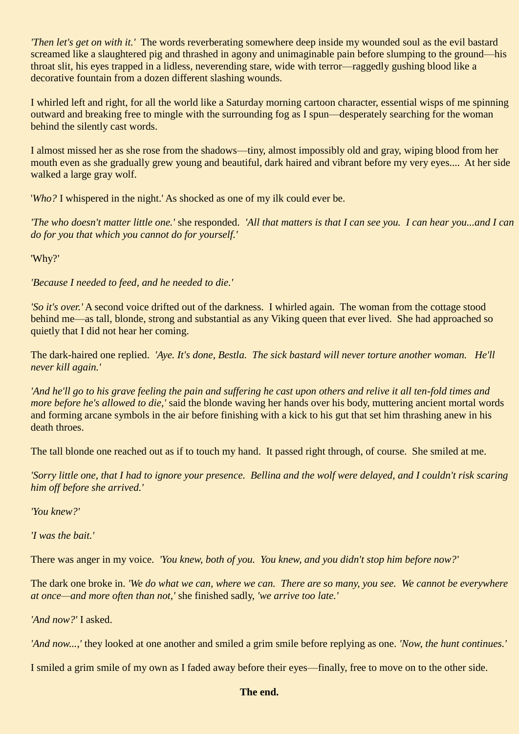*'Then let's get on with it.'* The words reverberating somewhere deep inside my wounded soul as the evil bastard screamed like a slaughtered pig and thrashed in agony and unimaginable pain before slumping to the ground—his throat slit, his eyes trapped in a lidless, neverending stare, wide with terror—raggedly gushing blood like a decorative fountain from a dozen different slashing wounds.

I whirled left and right, for all the world like a Saturday morning cartoon character, essential wisps of me spinning outward and breaking free to mingle with the surrounding fog as I spun—desperately searching for the woman behind the silently cast words.

I almost missed her as she rose from the shadows—tiny, almost impossibly old and gray, wiping blood from her mouth even as she gradually grew young and beautiful, dark haired and vibrant before my very eyes.... At her side walked a large gray wolf.

'*Who?* I whispered in the night.' As shocked as one of my ilk could ever be.

*'The who doesn't matter little one.'* she responded. *'All that matters is that I can see you. I can hear you...and I can do for you that which you cannot do for yourself.'*

'Why?'

*'Because I needed to feed, and he needed to die.'*

*'So it's over.'* A second voice drifted out of the darkness. I whirled again. The woman from the cottage stood behind me—as tall, blonde, strong and substantial as any Viking queen that ever lived. She had approached so quietly that I did not hear her coming.

The dark-haired one replied. *'Aye. It's done, Bestla. The sick bastard will never torture another woman. He'll never kill again.'*

*'And he'll go to his grave feeling the pain and suffering he cast upon others and relive it all ten-fold times and more before he's allowed to die,'* said the blonde waving her hands over his body, muttering ancient mortal words and forming arcane symbols in the air before finishing with a kick to his gut that set him thrashing anew in his death throes.

The tall blonde one reached out as if to touch my hand. It passed right through, of course. She smiled at me.

*'Sorry little one, that I had to ignore your presence. Bellina and the wolf were delayed, and I couldn't risk scaring him off before she arrived.'*

*'You knew?'*

*'I was the bait.'*

There was anger in my voice. *'You knew, both of you. You knew, and you didn't stop him before now?'*

The dark one broke in. *'We do what we can, where we can. There are so many, you see. We cannot be everywhere at once—and more often than not,'* she finished sadly, *'we arrive too late.'*

*'And now?'* I asked.

*'And now...,'* they looked at one another and smiled a grim smile before replying as one. *'Now, the hunt continues.'*

I smiled a grim smile of my own as I faded away before their eyes—finally, free to move on to the other side.

**The end.**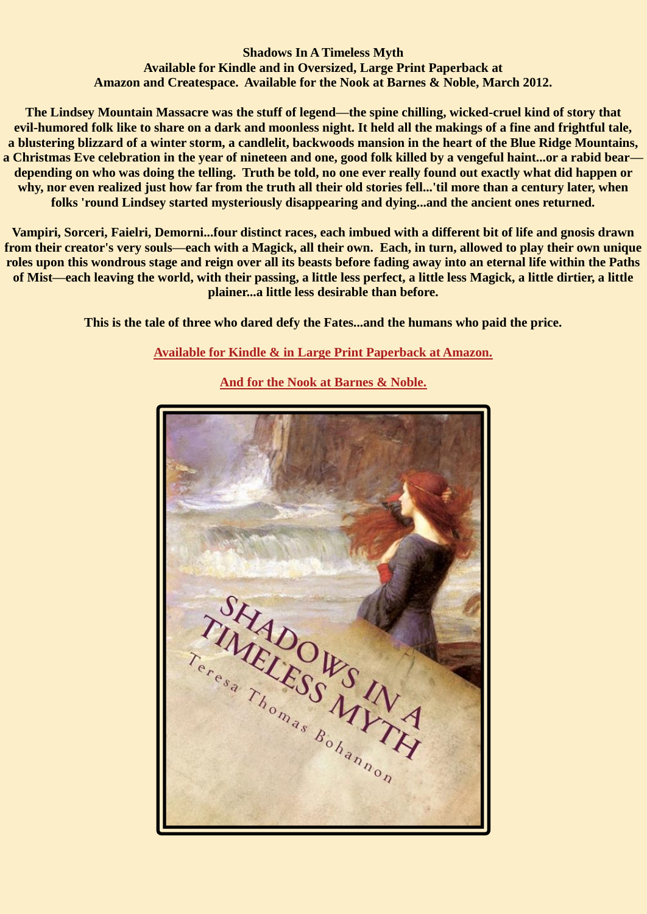**Shadows In A Timeless Myth**
**Available for Kindle and in Oversized, Large Print Paperback at Amazon and Createspace. Available for the Nook at Barnes & Noble, March 2012.**

**The Lindsey Mountain Massacre was the stuff of legend—the spine chilling, wicked-cruel kind of story that evil-humored folk like to share on a dark and moonless night. It held all the makings of a fine and frightful tale, a blustering blizzard of a winter storm, a candlelit, backwoods mansion in the heart of the Blue Ridge Mountains, a Christmas Eve celebration in the year of nineteen and one, good folk killed by a vengeful haint...or a rabid bear—depending on who was doing the telling. Truth be told, no one ever really found out exactly what did happen or why, nor even realized just how far from the truth all their old stories fell...'til more than a century later, when folks 'round Lindsey started mysteriously disappearing and dying...and the ancient ones returned.**

**Vampiri, Sorceri, Faielri, Demorni...four distinct races, each imbued with a different bit of life and gnosis drawn from their creator's very souls—each with a Magick, all their own. Each, in turn, allowed to play their own unique roles upon this wondrous stage and reign over all its beasts before fading away into an eternal life within the Paths of Mist—each leaving the world, with their passing, a little less perfect, a little less Magick, a little dirtier, a little plainer...a little less desirable than before.**

**This is the tale of three who dared defy the Fates...and the humans who paid the price.**

**Available for Kindle & in Large Print Paperback at Amazon.**

**And for the Nook at Barnes & Noble.**

SHADOWS IN A TIMELESS MYTH
Teresa Thomas Bohannon